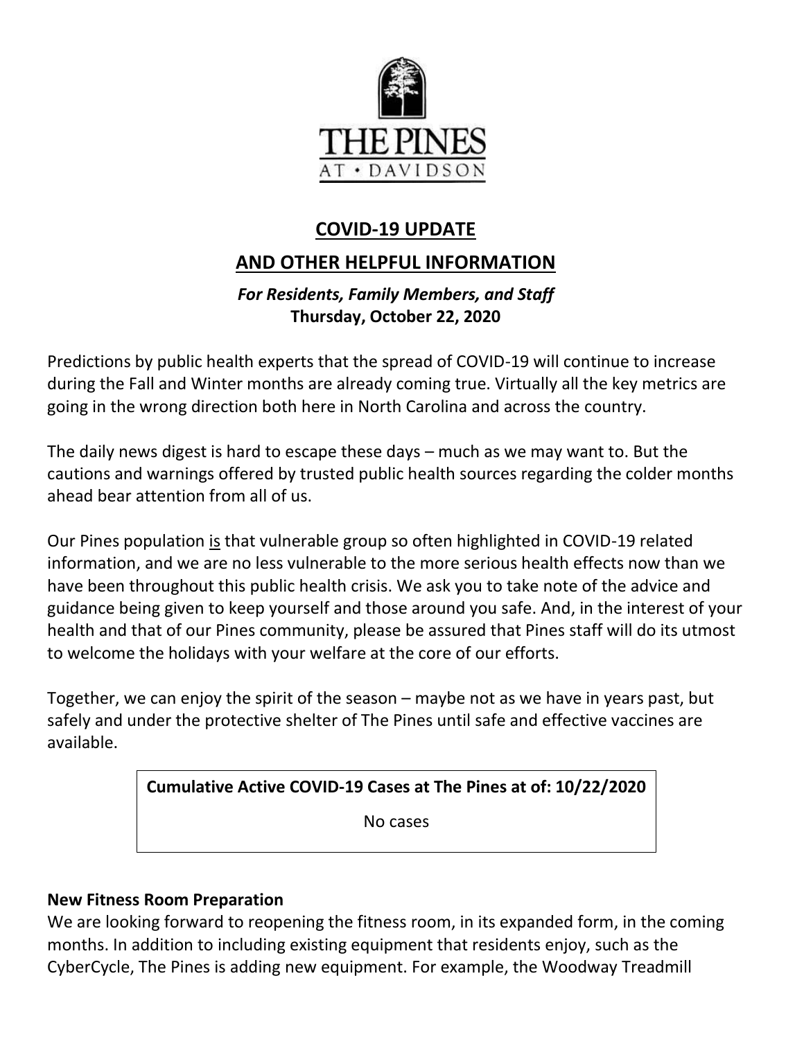THE PINES

AT • DAVIDSON

# COVID-19 UPDATE

# AND OTHER HELPFUL INFORMATION

***For Residents, Family Members, and Staff***
**Thursday, October 22, 2020**

Predictions by public health experts that the spread of COVID-19 will continue to increase during the Fall and Winter months are already coming true. Virtually all the key metrics are going in the wrong direction both here in North Carolina and across the country.

The daily news digest is hard to escape these days – much as we may want to. But the cautions and warnings offered by trusted public health sources regarding the colder months ahead bear attention from all of us.

Our Pines population <u>is</u> that vulnerable group so often highlighted in COVID-19 related information, and we are no less vulnerable to the more serious health effects now than we have been throughout this public health crisis. We ask you to take note of the advice and guidance being given to keep yourself and those around you safe. And, in the interest of your health and that of our Pines community, please be assured that Pines staff will do its utmost to welcome the holidays with your welfare at the core of our efforts.

Together, we can enjoy the spirit of the season – maybe not as we have in years past, but safely and under the protective shelter of The Pines until safe and effective vaccines are available.

| **Cumulative Active COVID-19 Cases at The Pines at of: 10/22/2020** |
| --- |
| No cases |

**New Fitness Room Preparation**

We are looking forward to reopening the fitness room, in its expanded form, in the coming months. In addition to including existing equipment that residents enjoy, such as the CyberCycle, The Pines is adding new equipment. For example, the Woodway Treadmill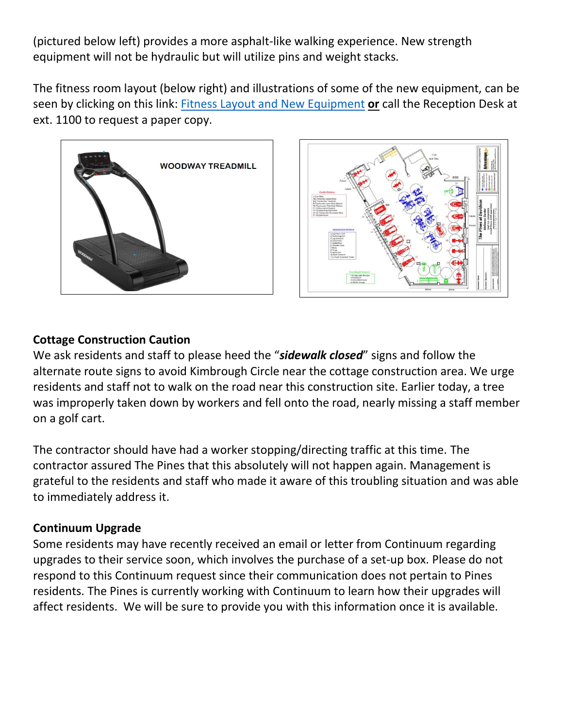(pictured below left) provides a more asphalt-like walking experience. New strength equipment will not be hydraulic but will utilize pins and weight stacks.

The fitness room layout (below right) and illustrations of some of the new equipment, can be seen by clicking on this link: [Fitness Layout and New Equipment](#) **or** call the Reception Desk at ext. 1100 to request a paper copy.

### Cottage Construction Caution

We ask residents and staff to please heed the "***sidewalk closed***" signs and follow the alternate route signs to avoid Kimbrough Circle near the cottage construction area. We urge residents and staff not to walk on the road near this construction site. Earlier today, a tree was improperly taken down by workers and fell onto the road, nearly missing a staff member on a golf cart.

The contractor should have had a worker stopping/directing traffic at this time. The contractor assured The Pines that this absolutely will not happen again. Management is grateful to the residents and staff who made it aware of this troubling situation and was able to immediately address it.

### Continuum Upgrade

Some residents may have recently received an email or letter from Continuum regarding upgrades to their service soon, which involves the purchase of a set-up box. Please do not respond to this Continuum request since their communication does not pertain to Pines residents. The Pines is currently working with Continuum to learn how their upgrades will affect residents. We will be sure to provide you with this information once it is available.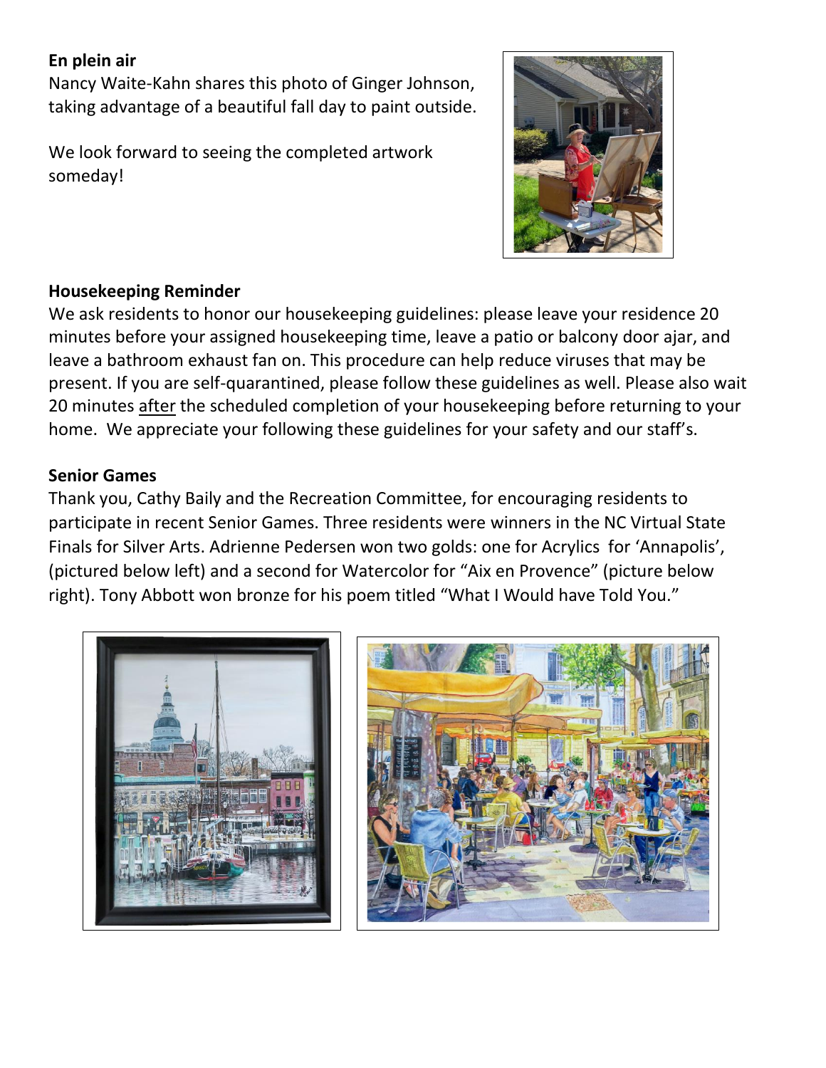**En plein air**

Nancy Waite-Kahn shares this photo of Ginger Johnson, taking advantage of a beautiful fall day to paint outside.

We look forward to seeing the completed artwork someday!

**Housekeeping Reminder**

We ask residents to honor our housekeeping guidelines: please leave your residence 20 minutes before your assigned housekeeping time, leave a patio or balcony door ajar, and leave a bathroom exhaust fan on. This procedure can help reduce viruses that may be present. If you are self-quarantined, please follow these guidelines as well. Please also wait 20 minutes <u>after</u> the scheduled completion of your housekeeping before returning to your home. We appreciate your following these guidelines for your safety and our staff's.

**Senior Games**

Thank you, Cathy Baily and the Recreation Committee, for encouraging residents to participate in recent Senior Games. Three residents were winners in the NC Virtual State Finals for Silver Arts. Adrienne Pedersen won two golds: one for Acrylics for 'Annapolis', (pictured below left) and a second for Watercolor for "Aix en Provence" (picture below right). Tony Abbott won bronze for his poem titled "What I Would have Told You."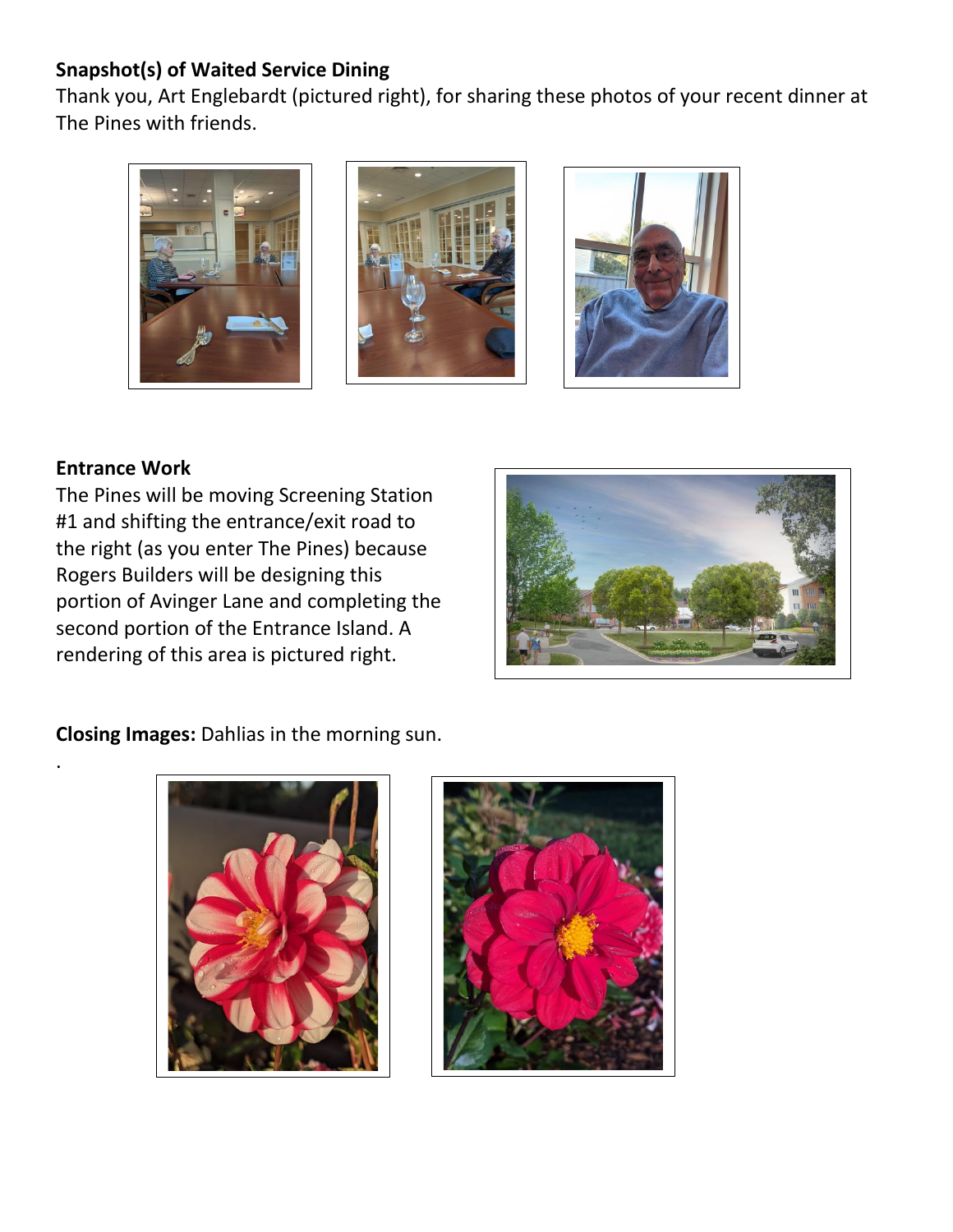**Snapshot(s) of Waited Service Dining**

Thank you, Art Englebardt (pictured right), for sharing these photos of your recent dinner at The Pines with friends.

**Entrance Work**

The Pines will be moving Screening Station #1 and shifting the entrance/exit road to the right (as you enter The Pines) because Rogers Builders will be designing this portion of Avinger Lane and completing the second portion of the Entrance Island. A rendering of this area is pictured right.

**Closing Images:** Dahlias in the morning sun.

.